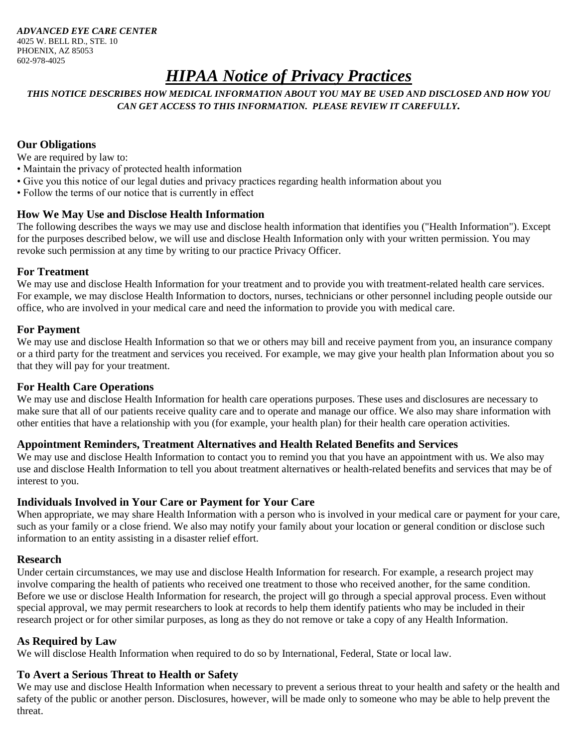***ADVANCED EYE CARE CENTER***
4025 W. BELL RD., STE. 10
PHOENIX, AZ 85053
602-978-4025

# ***HIPAA Notice of Privacy Practices***

***THIS NOTICE DESCRIBES HOW MEDICAL INFORMATION ABOUT YOU MAY BE USED AND DISCLOSED AND HOW YOU CAN GET ACCESS TO THIS INFORMATION. PLEASE REVIEW IT CAREFULLY.***

## Our Obligations

We are required by law to:

- Maintain the privacy of protected health information
- Give you this notice of our legal duties and privacy practices regarding health information about you
- Follow the terms of our notice that is currently in effect

## How We May Use and Disclose Health Information

The following describes the ways we may use and disclose health information that identifies you ("Health Information"). Except for the purposes described below, we will use and disclose Health Information only with your written permission. You may revoke such permission at any time by writing to our practice Privacy Officer.

## For Treatment

We may use and disclose Health Information for your treatment and to provide you with treatment-related health care services. For example, we may disclose Health Information to doctors, nurses, technicians or other personnel including people outside our office, who are involved in your medical care and need the information to provide you with medical care.

## For Payment

We may use and disclose Health Information so that we or others may bill and receive payment from you, an insurance company or a third party for the treatment and services you received. For example, we may give your health plan Information about you so that they will pay for your treatment.

## For Health Care Operations

We may use and disclose Health Information for health care operations purposes. These uses and disclosures are necessary to make sure that all of our patients receive quality care and to operate and manage our office. We also may share information with other entities that have a relationship with you (for example, your health plan) for their health care operation activities.

## Appointment Reminders, Treatment Alternatives and Health Related Benefits and Services

We may use and disclose Health Information to contact you to remind you that you have an appointment with us. We also may use and disclose Health Information to tell you about treatment alternatives or health-related benefits and services that may be of interest to you.

## Individuals Involved in Your Care or Payment for Your Care

When appropriate, we may share Health Information with a person who is involved in your medical care or payment for your care, such as your family or a close friend. We also may notify your family about your location or general condition or disclose such information to an entity assisting in a disaster relief effort.

## Research

Under certain circumstances, we may use and disclose Health Information for research. For example, a research project may involve comparing the health of patients who received one treatment to those who received another, for the same condition. Before we use or disclose Health Information for research, the project will go through a special approval process. Even without special approval, we may permit researchers to look at records to help them identify patients who may be included in their research project or for other similar purposes, as long as they do not remove or take a copy of any Health Information.

## As Required by Law

We will disclose Health Information when required to do so by International, Federal, State or local law.

## To Avert a Serious Threat to Health or Safety

We may use and disclose Health Information when necessary to prevent a serious threat to your health and safety or the health and safety of the public or another person. Disclosures, however, will be made only to someone who may be able to help prevent the threat.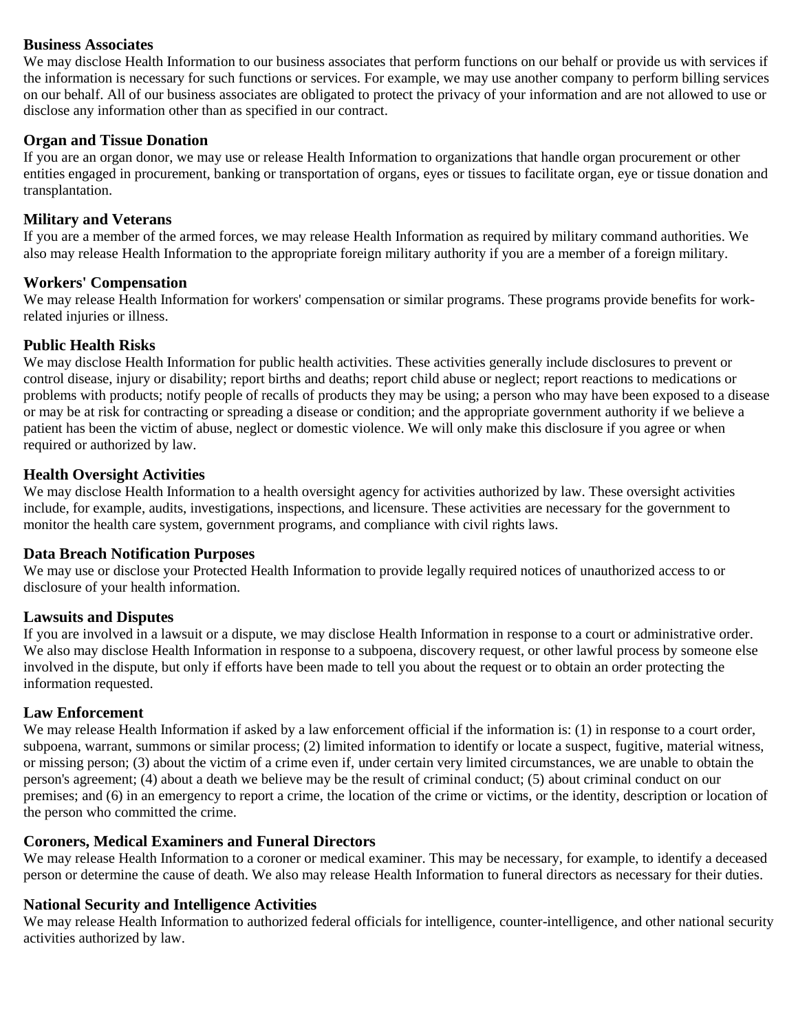**Business Associates**

We may disclose Health Information to our business associates that perform functions on our behalf or provide us with services if the information is necessary for such functions or services. For example, we may use another company to perform billing services on our behalf. All of our business associates are obligated to protect the privacy of your information and are not allowed to use or disclose any information other than as specified in our contract.

**Organ and Tissue Donation**

If you are an organ donor, we may use or release Health Information to organizations that handle organ procurement or other entities engaged in procurement, banking or transportation of organs, eyes or tissues to facilitate organ, eye or tissue donation and transplantation.

**Military and Veterans**

If you are a member of the armed forces, we may release Health Information as required by military command authorities. We also may release Health Information to the appropriate foreign military authority if you are a member of a foreign military.

**Workers' Compensation**

We may release Health Information for workers' compensation or similar programs. These programs provide benefits for work-related injuries or illness.

**Public Health Risks**

We may disclose Health Information for public health activities. These activities generally include disclosures to prevent or control disease, injury or disability; report births and deaths; report child abuse or neglect; report reactions to medications or problems with products; notify people of recalls of products they may be using; a person who may have been exposed to a disease or may be at risk for contracting or spreading a disease or condition; and the appropriate government authority if we believe a patient has been the victim of abuse, neglect or domestic violence. We will only make this disclosure if you agree or when required or authorized by law.

**Health Oversight Activities**

We may disclose Health Information to a health oversight agency for activities authorized by law. These oversight activities include, for example, audits, investigations, inspections, and licensure. These activities are necessary for the government to monitor the health care system, government programs, and compliance with civil rights laws.

**Data Breach Notification Purposes**

We may use or disclose your Protected Health Information to provide legally required notices of unauthorized access to or disclosure of your health information.

**Lawsuits and Disputes**

If you are involved in a lawsuit or a dispute, we may disclose Health Information in response to a court or administrative order. We also may disclose Health Information in response to a subpoena, discovery request, or other lawful process by someone else involved in the dispute, but only if efforts have been made to tell you about the request or to obtain an order protecting the information requested.

**Law Enforcement**

We may release Health Information if asked by a law enforcement official if the information is: (1) in response to a court order, subpoena, warrant, summons or similar process; (2) limited information to identify or locate a suspect, fugitive, material witness, or missing person; (3) about the victim of a crime even if, under certain very limited circumstances, we are unable to obtain the person's agreement; (4) about a death we believe may be the result of criminal conduct; (5) about criminal conduct on our premises; and (6) in an emergency to report a crime, the location of the crime or victims, or the identity, description or location of the person who committed the crime.

**Coroners, Medical Examiners and Funeral Directors**

We may release Health Information to a coroner or medical examiner. This may be necessary, for example, to identify a deceased person or determine the cause of death. We also may release Health Information to funeral directors as necessary for their duties.

**National Security and Intelligence Activities**

We may release Health Information to authorized federal officials for intelligence, counter-intelligence, and other national security activities authorized by law.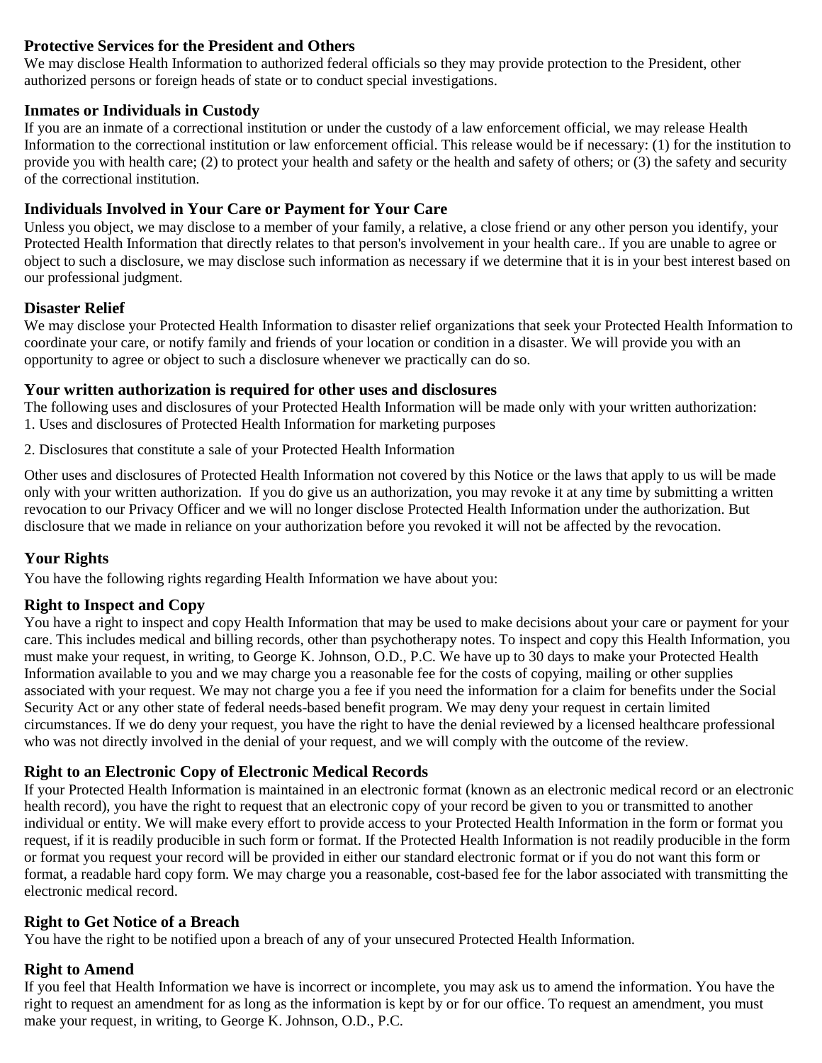### Protective Services for the President and Others

We may disclose Health Information to authorized federal officials so they may provide protection to the President, other authorized persons or foreign heads of state or to conduct special investigations.

### Inmates or Individuals in Custody

If you are an inmate of a correctional institution or under the custody of a law enforcement official, we may release Health Information to the correctional institution or law enforcement official. This release would be if necessary: (1) for the institution to provide you with health care; (2) to protect your health and safety or the health and safety of others; or (3) the safety and security of the correctional institution.

### Individuals Involved in Your Care or Payment for Your Care

Unless you object, we may disclose to a member of your family, a relative, a close friend or any other person you identify, your Protected Health Information that directly relates to that person's involvement in your health care.. If you are unable to agree or object to such a disclosure, we may disclose such information as necessary if we determine that it is in your best interest based on our professional judgment.

### Disaster Relief

We may disclose your Protected Health Information to disaster relief organizations that seek your Protected Health Information to coordinate your care, or notify family and friends of your location or condition in a disaster. We will provide you with an opportunity to agree or object to such a disclosure whenever we practically can do so.

### Your written authorization is required for other uses and disclosures

The following uses and disclosures of your Protected Health Information will be made only with your written authorization:

1. Uses and disclosures of Protected Health Information for marketing purposes

2. Disclosures that constitute a sale of your Protected Health Information

Other uses and disclosures of Protected Health Information not covered by this Notice or the laws that apply to us will be made only with your written authorization. If you do give us an authorization, you may revoke it at any time by submitting a written revocation to our Privacy Officer and we will no longer disclose Protected Health Information under the authorization. But disclosure that we made in reliance on your authorization before you revoked it will not be affected by the revocation.

## Your Rights

You have the following rights regarding Health Information we have about you:

### Right to Inspect and Copy

You have a right to inspect and copy Health Information that may be used to make decisions about your care or payment for your care. This includes medical and billing records, other than psychotherapy notes. To inspect and copy this Health Information, you must make your request, in writing, to George K. Johnson, O.D., P.C. We have up to 30 days to make your Protected Health Information available to you and we may charge you a reasonable fee for the costs of copying, mailing or other supplies associated with your request. We may not charge you a fee if you need the information for a claim for benefits under the Social Security Act or any other state of federal needs-based benefit program. We may deny your request in certain limited circumstances. If we do deny your request, you have the right to have the denial reviewed by a licensed healthcare professional who was not directly involved in the denial of your request, and we will comply with the outcome of the review.

### Right to an Electronic Copy of Electronic Medical Records

If your Protected Health Information is maintained in an electronic format (known as an electronic medical record or an electronic health record), you have the right to request that an electronic copy of your record be given to you or transmitted to another individual or entity. We will make every effort to provide access to your Protected Health Information in the form or format you request, if it is readily producible in such form or format. If the Protected Health Information is not readily producible in the form or format you request your record will be provided in either our standard electronic format or if you do not want this form or format, a readable hard copy form. We may charge you a reasonable, cost-based fee for the labor associated with transmitting the electronic medical record.

### Right to Get Notice of a Breach

You have the right to be notified upon a breach of any of your unsecured Protected Health Information.

### Right to Amend

If you feel that Health Information we have is incorrect or incomplete, you may ask us to amend the information. You have the right to request an amendment for as long as the information is kept by or for our office. To request an amendment, you must make your request, in writing, to George K. Johnson, O.D., P.C.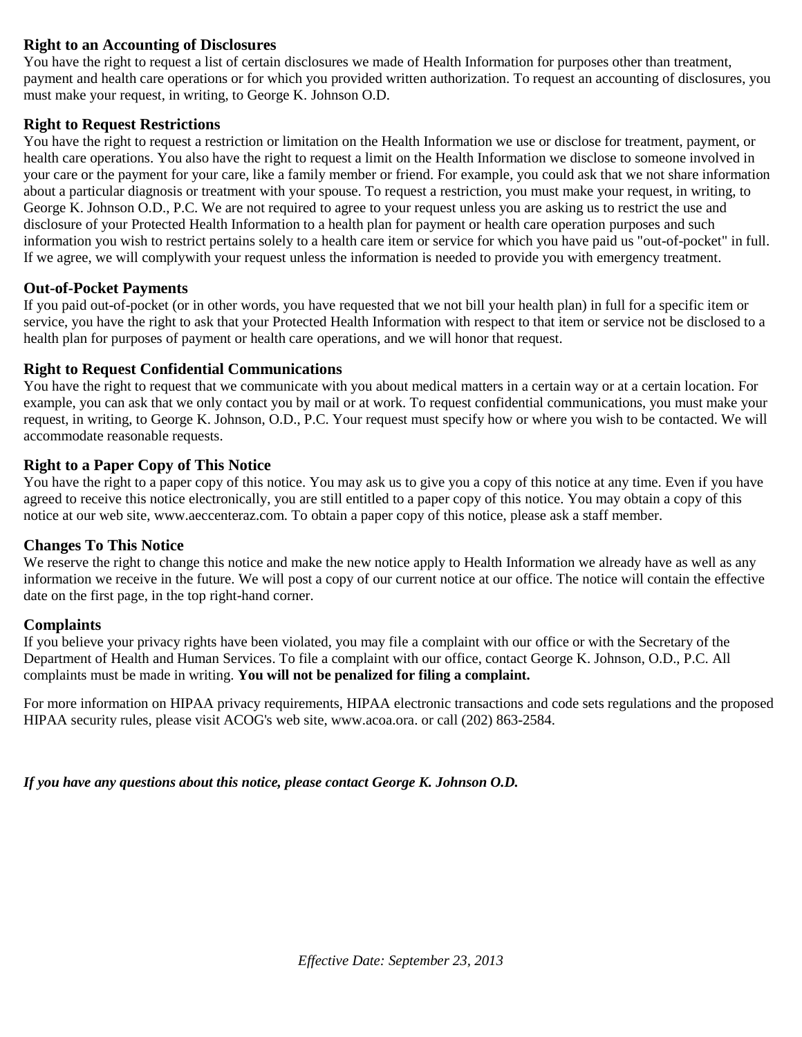### Right to an Accounting of Disclosures

You have the right to request a list of certain disclosures we made of Health Information for purposes other than treatment, payment and health care operations or for which you provided written authorization. To request an accounting of disclosures, you must make your request, in writing, to George K. Johnson O.D.

### Right to Request Restrictions

You have the right to request a restriction or limitation on the Health Information we use or disclose for treatment, payment, or health care operations. You also have the right to request a limit on the Health Information we disclose to someone involved in your care or the payment for your care, like a family member or friend. For example, you could ask that we not share information about a particular diagnosis or treatment with your spouse. To request a restriction, you must make your request, in writing, to George K. Johnson O.D., P.C. We are not required to agree to your request unless you are asking us to restrict the use and disclosure of your Protected Health Information to a health plan for payment or health care operation purposes and such information you wish to restrict pertains solely to a health care item or service for which you have paid us "out-of-pocket" in full. If we agree, we will complywith your request unless the information is needed to provide you with emergency treatment.

### Out-of-Pocket Payments

If you paid out-of-pocket (or in other words, you have requested that we not bill your health plan) in full for a specific item or service, you have the right to ask that your Protected Health Information with respect to that item or service not be disclosed to a health plan for purposes of payment or health care operations, and we will honor that request.

### Right to Request Confidential Communications

You have the right to request that we communicate with you about medical matters in a certain way or at a certain location. For example, you can ask that we only contact you by mail or at work. To request confidential communications, you must make your request, in writing, to George K. Johnson, O.D., P.C. Your request must specify how or where you wish to be contacted. We will accommodate reasonable requests.

### Right to a Paper Copy of This Notice

You have the right to a paper copy of this notice. You may ask us to give you a copy of this notice at any time. Even if you have agreed to receive this notice electronically, you are still entitled to a paper copy of this notice. You may obtain a copy of this notice at our web site, www.aeccenteraz.com. To obtain a paper copy of this notice, please ask a staff member.

### Changes To This Notice

We reserve the right to change this notice and make the new notice apply to Health Information we already have as well as any information we receive in the future. We will post a copy of our current notice at our office. The notice will contain the effective date on the first page, in the top right-hand corner.

### Complaints

If you believe your privacy rights have been violated, you may file a complaint with our office or with the Secretary of the Department of Health and Human Services. To file a complaint with our office, contact George K. Johnson, O.D., P.C. All complaints must be made in writing. **You will not be penalized for filing a complaint.**

For more information on HIPAA privacy requirements, HIPAA electronic transactions and code sets regulations and the proposed HIPAA security rules, please visit ACOG's web site, www.acoa.ora. or call (202) 863-2584.

***If you have any questions about this notice, please contact George K. Johnson O.D.***

*Effective Date: September 23, 2013*